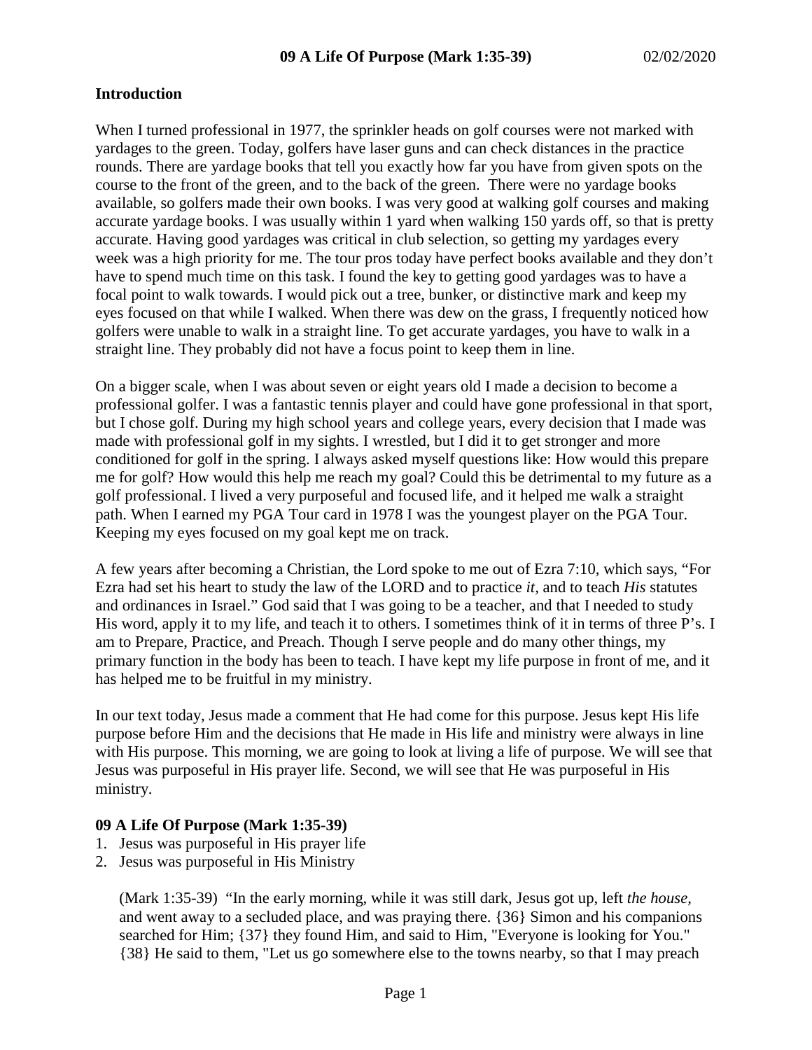# 09 A Life Of Purpose (Mark 1:35-39)

02/02/2020

## Introduction

When I turned professional in 1977, the sprinkler heads on golf courses were not marked with yardages to the green. Today, golfers have laser guns and can check distances in the practice rounds. There are yardage books that tell you exactly how far you have from given spots on the course to the front of the green, and to the back of the green. There were no yardage books available, so golfers made their own books. I was very good at walking golf courses and making accurate yardage books. I was usually within 1 yard when walking 150 yards off, so that is pretty accurate. Having good yardages was critical in club selection, so getting my yardages every week was a high priority for me. The tour pros today have perfect books available and they don't have to spend much time on this task. I found the key to getting good yardages was to have a focal point to walk towards. I would pick out a tree, bunker, or distinctive mark and keep my eyes focused on that while I walked. When there was dew on the grass, I frequently noticed how golfers were unable to walk in a straight line. To get accurate yardages, you have to walk in a straight line. They probably did not have a focus point to keep them in line.

On a bigger scale, when I was about seven or eight years old I made a decision to become a professional golfer. I was a fantastic tennis player and could have gone professional in that sport, but I chose golf. During my high school years and college years, every decision that I made was made with professional golf in my sights. I wrestled, but I did it to get stronger and more conditioned for golf in the spring. I always asked myself questions like: How would this prepare me for golf? How would this help me reach my goal? Could this be detrimental to my future as a golf professional. I lived a very purposeful and focused life, and it helped me walk a straight path. When I earned my PGA Tour card in 1978 I was the youngest player on the PGA Tour. Keeping my eyes focused on my goal kept me on track.

A few years after becoming a Christian, the Lord spoke to me out of Ezra 7:10, which says, "For Ezra had set his heart to study the law of the LORD and to practice *it,* and to teach *His* statutes and ordinances in Israel." God said that I was going to be a teacher, and that I needed to study His word, apply it to my life, and teach it to others. I sometimes think of it in terms of three P's. I am to Prepare, Practice, and Preach. Though I serve people and do many other things, my primary function in the body has been to teach. I have kept my life purpose in front of me, and it has helped me to be fruitful in my ministry.

In our text today, Jesus made a comment that He had come for this purpose. Jesus kept His life purpose before Him and the decisions that He made in His life and ministry were always in line with His purpose. This morning, we are going to look at living a life of purpose. We will see that Jesus was purposeful in His prayer life. Second, we will see that He was purposeful in His ministry.

## 09 A Life Of Purpose (Mark 1:35-39)

1. Jesus was purposeful in His prayer life
2. Jesus was purposeful in His Ministry

> (Mark 1:35-39) "In the early morning, while it was still dark, Jesus got up, left *the house,* and went away to a secluded place, and was praying there. {36} Simon and his companions searched for Him; {37} they found Him, and said to Him, "Everyone is looking for You." {38} He said to them, "Let us go somewhere else to the towns nearby, so that I may preach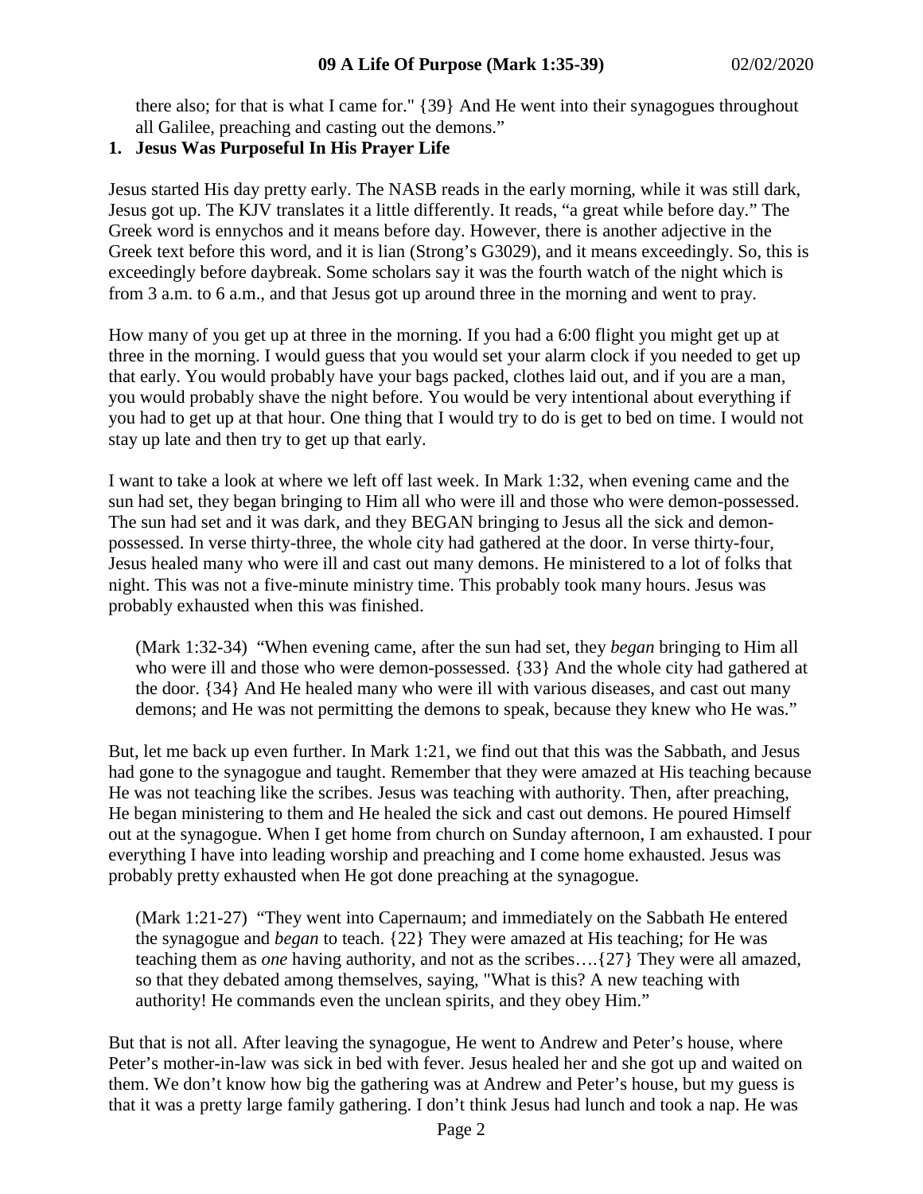there also; for that is what I came for." {39} And He went into their synagogues throughout all Galilee, preaching and casting out the demons."

**1. Jesus Was Purposeful In His Prayer Life**

Jesus started His day pretty early. The NASB reads in the early morning, while it was still dark, Jesus got up. The KJV translates it a little differently. It reads, "a great while before day." The Greek word is ennychos and it means before day. However, there is another adjective in the Greek text before this word, and it is lian (Strong's G3029), and it means exceedingly. So, this is exceedingly before daybreak. Some scholars say it was the fourth watch of the night which is from 3 a.m. to 6 a.m., and that Jesus got up around three in the morning and went to pray.

How many of you get up at three in the morning. If you had a 6:00 flight you might get up at three in the morning. I would guess that you would set your alarm clock if you needed to get up that early. You would probably have your bags packed, clothes laid out, and if you are a man, you would probably shave the night before. You would be very intentional about everything if you had to get up at that hour. One thing that I would try to do is get to bed on time. I would not stay up late and then try to get up that early.

I want to take a look at where we left off last week. In Mark 1:32, when evening came and the sun had set, they began bringing to Him all who were ill and those who were demon-possessed. The sun had set and it was dark, and they BEGAN bringing to Jesus all the sick and demon-possessed. In verse thirty-three, the whole city had gathered at the door. In verse thirty-four, Jesus healed many who were ill and cast out many demons. He ministered to a lot of folks that night. This was not a five-minute ministry time. This probably took many hours. Jesus was probably exhausted when this was finished.

> (Mark 1:32-34) "When evening came, after the sun had set, they *began* bringing to Him all who were ill and those who were demon-possessed. {33} And the whole city had gathered at the door. {34} And He healed many who were ill with various diseases, and cast out many demons; and He was not permitting the demons to speak, because they knew who He was."

But, let me back up even further. In Mark 1:21, we find out that this was the Sabbath, and Jesus had gone to the synagogue and taught. Remember that they were amazed at His teaching because He was not teaching like the scribes. Jesus was teaching with authority. Then, after preaching, He began ministering to them and He healed the sick and cast out demons. He poured Himself out at the synagogue. When I get home from church on Sunday afternoon, I am exhausted. I pour everything I have into leading worship and preaching and I come home exhausted. Jesus was probably pretty exhausted when He got done preaching at the synagogue.

> (Mark 1:21-27) "They went into Capernaum; and immediately on the Sabbath He entered the synagogue and *began* to teach. {22} They were amazed at His teaching; for He was teaching them as *one* having authority, and not as the scribes….{27} They were all amazed, so that they debated among themselves, saying, "What is this? A new teaching with authority! He commands even the unclean spirits, and they obey Him."

But that is not all. After leaving the synagogue, He went to Andrew and Peter's house, where Peter's mother-in-law was sick in bed with fever. Jesus healed her and she got up and waited on them. We don't know how big the gathering was at Andrew and Peter's house, but my guess is that it was a pretty large family gathering. I don't think Jesus had lunch and took a nap. He was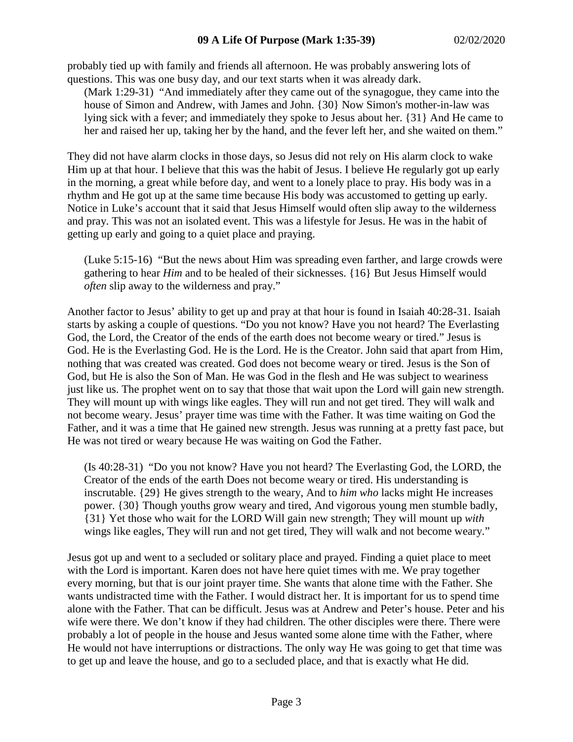probably tied up with family and friends all afternoon. He was probably answering lots of questions. This was one busy day, and our text starts when it was already dark.

> (Mark 1:29-31) "And immediately after they came out of the synagogue, they came into the house of Simon and Andrew, with James and John. {30} Now Simon's mother-in-law was lying sick with a fever; and immediately they spoke to Jesus about her. {31} And He came to her and raised her up, taking her by the hand, and the fever left her, and she waited on them."

They did not have alarm clocks in those days, so Jesus did not rely on His alarm clock to wake Him up at that hour. I believe that this was the habit of Jesus. I believe He regularly got up early in the morning, a great while before day, and went to a lonely place to pray. His body was in a rhythm and He got up at the same time because His body was accustomed to getting up early. Notice in Luke's account that it said that Jesus Himself would often slip away to the wilderness and pray. This was not an isolated event. This was a lifestyle for Jesus. He was in the habit of getting up early and going to a quiet place and praying.

> (Luke 5:15-16) "But the news about Him was spreading even farther, and large crowds were gathering to hear *Him* and to be healed of their sicknesses. {16} But Jesus Himself would *often* slip away to the wilderness and pray."

Another factor to Jesus' ability to get up and pray at that hour is found in Isaiah 40:28-31. Isaiah starts by asking a couple of questions. "Do you not know? Have you not heard? The Everlasting God, the Lord, the Creator of the ends of the earth does not become weary or tired." Jesus is God. He is the Everlasting God. He is the Lord. He is the Creator. John said that apart from Him, nothing that was created was created. God does not become weary or tired. Jesus is the Son of God, but He is also the Son of Man. He was God in the flesh and He was subject to weariness just like us. The prophet went on to say that those that wait upon the Lord will gain new strength. They will mount up with wings like eagles. They will run and not get tired. They will walk and not become weary. Jesus' prayer time was time with the Father. It was time waiting on God the Father, and it was a time that He gained new strength. Jesus was running at a pretty fast pace, but He was not tired or weary because He was waiting on God the Father.

> (Is 40:28-31) "Do you not know? Have you not heard? The Everlasting God, the LORD, the Creator of the ends of the earth Does not become weary or tired. His understanding is inscrutable. {29} He gives strength to the weary, And to *him who* lacks might He increases power. {30} Though youths grow weary and tired, And vigorous young men stumble badly, {31} Yet those who wait for the LORD Will gain new strength; They will mount up *with* wings like eagles, They will run and not get tired, They will walk and not become weary."

Jesus got up and went to a secluded or solitary place and prayed. Finding a quiet place to meet with the Lord is important. Karen does not have here quiet times with me. We pray together every morning, but that is our joint prayer time. She wants that alone time with the Father. She wants undistracted time with the Father. I would distract her. It is important for us to spend time alone with the Father. That can be difficult. Jesus was at Andrew and Peter's house. Peter and his wife were there. We don't know if they had children. The other disciples were there. There were probably a lot of people in the house and Jesus wanted some alone time with the Father, where He would not have interruptions or distractions. The only way He was going to get that time was to get up and leave the house, and go to a secluded place, and that is exactly what He did.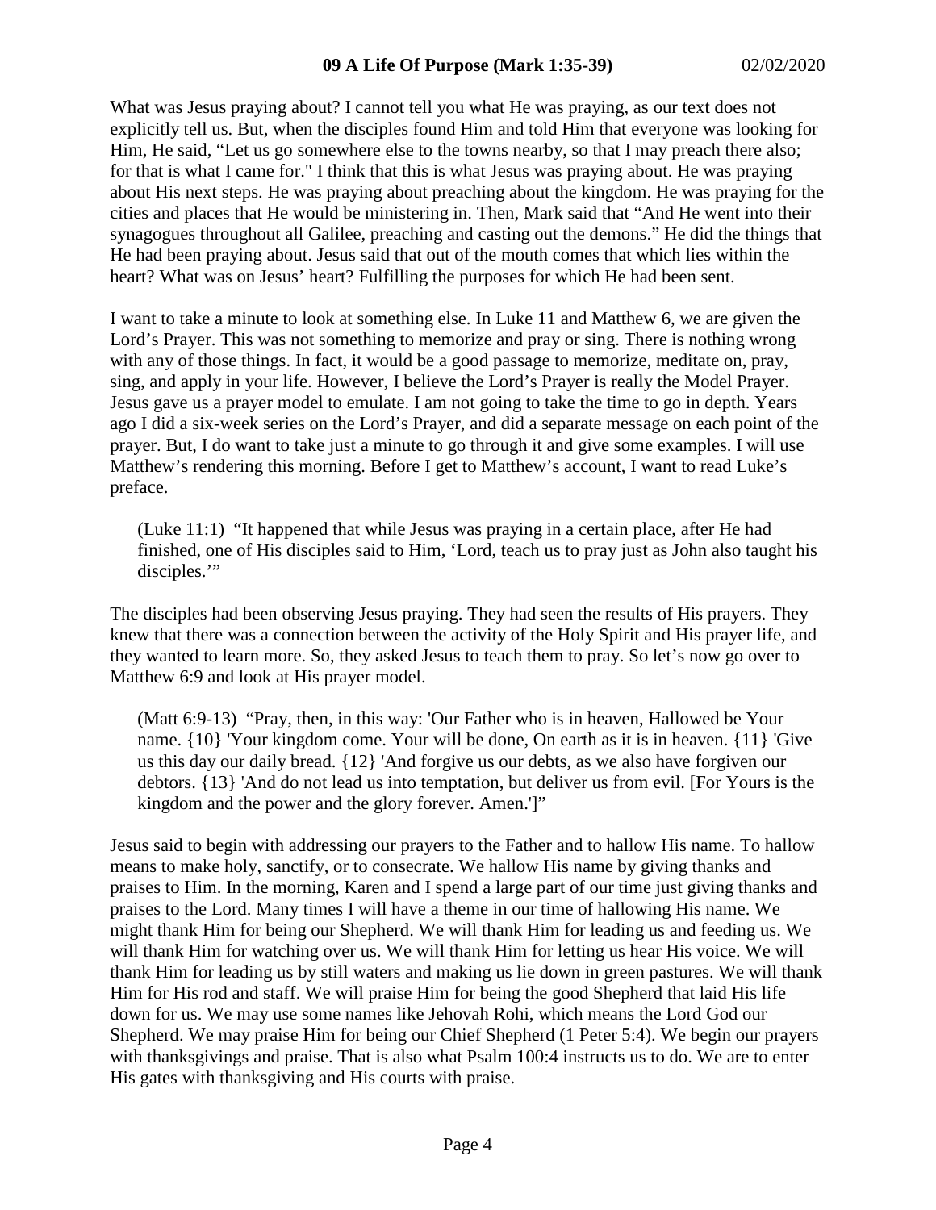What was Jesus praying about? I cannot tell you what He was praying, as our text does not explicitly tell us. But, when the disciples found Him and told Him that everyone was looking for Him, He said, "Let us go somewhere else to the towns nearby, so that I may preach there also; for that is what I came for." I think that this is what Jesus was praying about. He was praying about His next steps. He was praying about preaching about the kingdom. He was praying for the cities and places that He would be ministering in. Then, Mark said that "And He went into their synagogues throughout all Galilee, preaching and casting out the demons." He did the things that He had been praying about. Jesus said that out of the mouth comes that which lies within the heart? What was on Jesus' heart? Fulfilling the purposes for which He had been sent.

I want to take a minute to look at something else. In Luke 11 and Matthew 6, we are given the Lord's Prayer. This was not something to memorize and pray or sing. There is nothing wrong with any of those things. In fact, it would be a good passage to memorize, meditate on, pray, sing, and apply in your life. However, I believe the Lord's Prayer is really the Model Prayer. Jesus gave us a prayer model to emulate. I am not going to take the time to go in depth. Years ago I did a six-week series on the Lord's Prayer, and did a separate message on each point of the prayer. But, I do want to take just a minute to go through it and give some examples. I will use Matthew's rendering this morning. Before I get to Matthew's account, I want to read Luke's preface.

> (Luke 11:1) "It happened that while Jesus was praying in a certain place, after He had finished, one of His disciples said to Him, 'Lord, teach us to pray just as John also taught his disciples.'"

The disciples had been observing Jesus praying. They had seen the results of His prayers. They knew that there was a connection between the activity of the Holy Spirit and His prayer life, and they wanted to learn more. So, they asked Jesus to teach them to pray. So let's now go over to Matthew 6:9 and look at His prayer model.

> (Matt 6:9-13) "Pray, then, in this way: 'Our Father who is in heaven, Hallowed be Your name. {10} 'Your kingdom come. Your will be done, On earth as it is in heaven. {11} 'Give us this day our daily bread. {12} 'And forgive us our debts, as we also have forgiven our debtors. {13} 'And do not lead us into temptation, but deliver us from evil. [For Yours is the kingdom and the power and the glory forever. Amen.']"

Jesus said to begin with addressing our prayers to the Father and to hallow His name. To hallow means to make holy, sanctify, or to consecrate. We hallow His name by giving thanks and praises to Him. In the morning, Karen and I spend a large part of our time just giving thanks and praises to the Lord. Many times I will have a theme in our time of hallowing His name. We might thank Him for being our Shepherd. We will thank Him for leading us and feeding us. We will thank Him for watching over us. We will thank Him for letting us hear His voice. We will thank Him for leading us by still waters and making us lie down in green pastures. We will thank Him for His rod and staff. We will praise Him for being the good Shepherd that laid His life down for us. We may use some names like Jehovah Rohi, which means the Lord God our Shepherd. We may praise Him for being our Chief Shepherd (1 Peter 5:4). We begin our prayers with thanksgivings and praise. That is also what Psalm 100:4 instructs us to do. We are to enter His gates with thanksgiving and His courts with praise.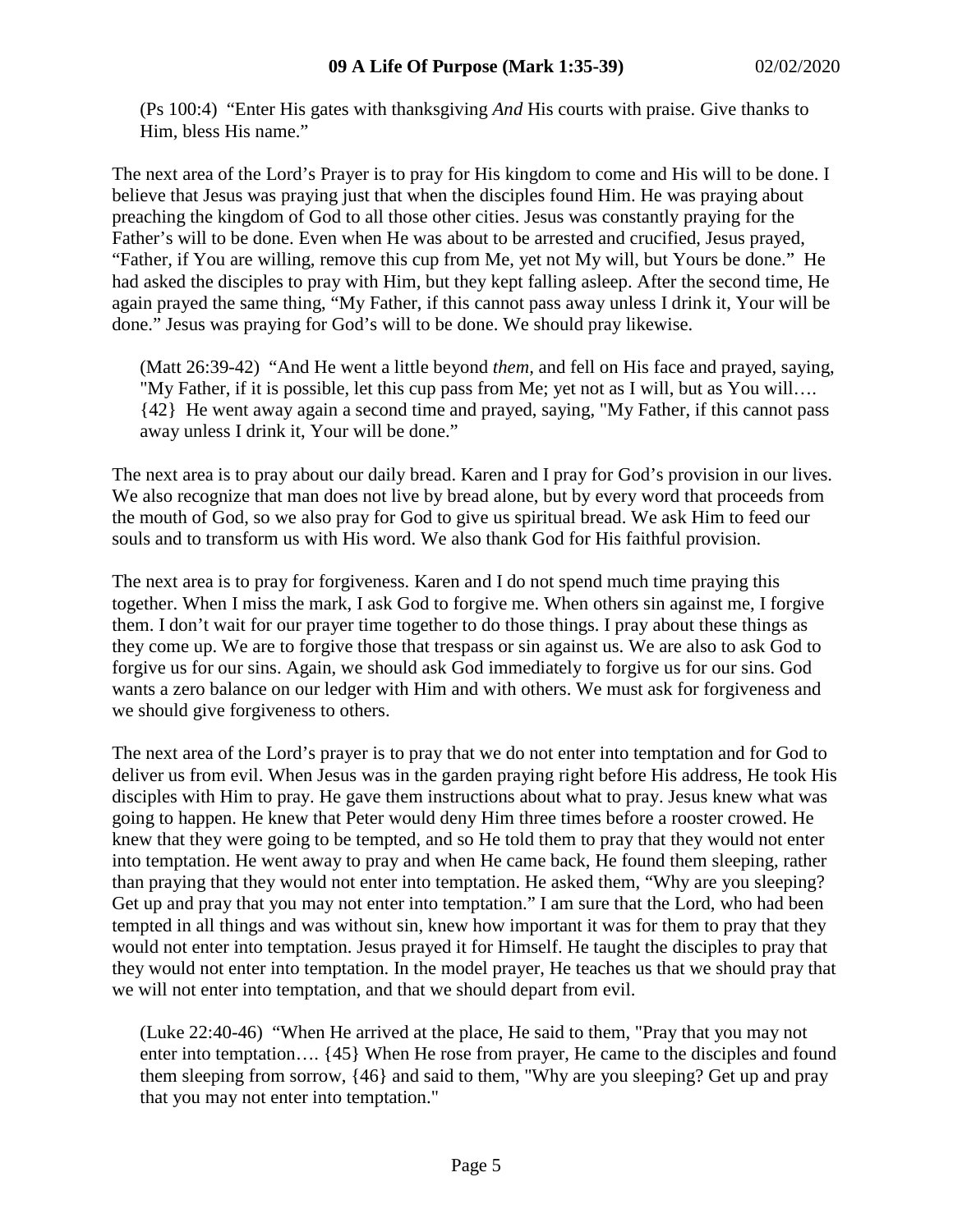(Ps 100:4) "Enter His gates with thanksgiving *And* His courts with praise. Give thanks to Him, bless His name."

The next area of the Lord's Prayer is to pray for His kingdom to come and His will to be done. I believe that Jesus was praying just that when the disciples found Him. He was praying about preaching the kingdom of God to all those other cities. Jesus was constantly praying for the Father's will to be done. Even when He was about to be arrested and crucified, Jesus prayed, "Father, if You are willing, remove this cup from Me, yet not My will, but Yours be done." He had asked the disciples to pray with Him, but they kept falling asleep. After the second time, He again prayed the same thing, "My Father, if this cannot pass away unless I drink it, Your will be done." Jesus was praying for God's will to be done. We should pray likewise.

(Matt 26:39-42) "And He went a little beyond *them,* and fell on His face and prayed, saying, "My Father, if it is possible, let this cup pass from Me; yet not as I will, but as You will…. {42} He went away again a second time and prayed, saying, "My Father, if this cannot pass away unless I drink it, Your will be done."

The next area is to pray about our daily bread. Karen and I pray for God's provision in our lives. We also recognize that man does not live by bread alone, but by every word that proceeds from the mouth of God, so we also pray for God to give us spiritual bread. We ask Him to feed our souls and to transform us with His word. We also thank God for His faithful provision.

The next area is to pray for forgiveness. Karen and I do not spend much time praying this together. When I miss the mark, I ask God to forgive me. When others sin against me, I forgive them. I don't wait for our prayer time together to do those things. I pray about these things as they come up. We are to forgive those that trespass or sin against us. We are also to ask God to forgive us for our sins. Again, we should ask God immediately to forgive us for our sins. God wants a zero balance on our ledger with Him and with others. We must ask for forgiveness and we should give forgiveness to others.

The next area of the Lord's prayer is to pray that we do not enter into temptation and for God to deliver us from evil. When Jesus was in the garden praying right before His address, He took His disciples with Him to pray. He gave them instructions about what to pray. Jesus knew what was going to happen. He knew that Peter would deny Him three times before a rooster crowed. He knew that they were going to be tempted, and so He told them to pray that they would not enter into temptation. He went away to pray and when He came back, He found them sleeping, rather than praying that they would not enter into temptation. He asked them, "Why are you sleeping? Get up and pray that you may not enter into temptation." I am sure that the Lord, who had been tempted in all things and was without sin, knew how important it was for them to pray that they would not enter into temptation. Jesus prayed it for Himself. He taught the disciples to pray that they would not enter into temptation. In the model prayer, He teaches us that we should pray that we will not enter into temptation, and that we should depart from evil.

(Luke 22:40-46) "When He arrived at the place, He said to them, "Pray that you may not enter into temptation…. {45} When He rose from prayer, He came to the disciples and found them sleeping from sorrow, {46} and said to them, "Why are you sleeping? Get up and pray that you may not enter into temptation."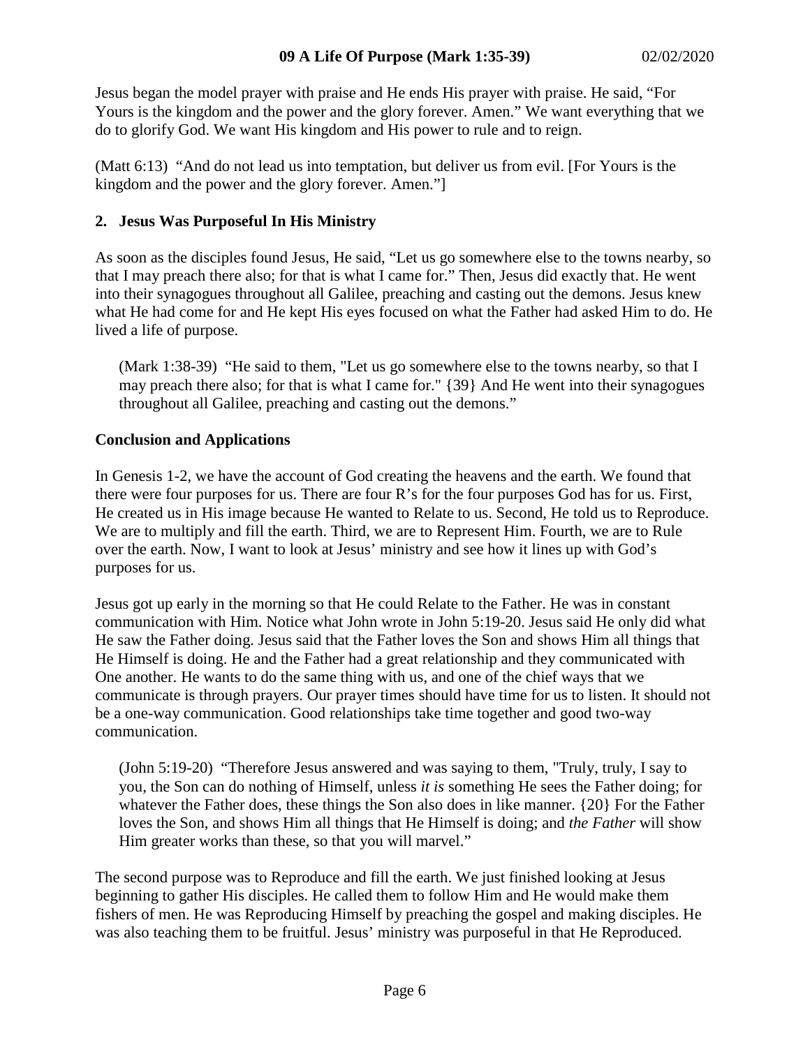Jesus began the model prayer with praise and He ends His prayer with praise. He said, "For Yours is the kingdom and the power and the glory forever. Amen." We want everything that we do to glorify God. We want His kingdom and His power to rule and to reign.

(Matt 6:13) "And do not lead us into temptation, but deliver us from evil. [For Yours is the kingdom and the power and the glory forever. Amen."]

### 2. Jesus Was Purposeful In His Ministry

As soon as the disciples found Jesus, He said, "Let us go somewhere else to the towns nearby, so that I may preach there also; for that is what I came for." Then, Jesus did exactly that. He went into their synagogues throughout all Galilee, preaching and casting out the demons. Jesus knew what He had come for and He kept His eyes focused on what the Father had asked Him to do. He lived a life of purpose.

> (Mark 1:38-39) "He said to them, "Let us go somewhere else to the towns nearby, so that I may preach there also; for that is what I came for." {39} And He went into their synagogues throughout all Galilee, preaching and casting out the demons."

### Conclusion and Applications

In Genesis 1-2, we have the account of God creating the heavens and the earth. We found that there were four purposes for us. There are four R's for the four purposes God has for us. First, He created us in His image because He wanted to Relate to us. Second, He told us to Reproduce. We are to multiply and fill the earth. Third, we are to Represent Him. Fourth, we are to Rule over the earth. Now, I want to look at Jesus' ministry and see how it lines up with God's purposes for us.

Jesus got up early in the morning so that He could Relate to the Father. He was in constant communication with Him. Notice what John wrote in John 5:19-20. Jesus said He only did what He saw the Father doing. Jesus said that the Father loves the Son and shows Him all things that He Himself is doing. He and the Father had a great relationship and they communicated with One another. He wants to do the same thing with us, and one of the chief ways that we communicate is through prayers. Our prayer times should have time for us to listen. It should not be a one-way communication. Good relationships take time together and good two-way communication.

> (John 5:19-20) "Therefore Jesus answered and was saying to them, "Truly, truly, I say to you, the Son can do nothing of Himself, unless *it is* something He sees the Father doing; for whatever the Father does, these things the Son also does in like manner. {20} For the Father loves the Son, and shows Him all things that He Himself is doing; and *the Father* will show Him greater works than these, so that you will marvel."

The second purpose was to Reproduce and fill the earth. We just finished looking at Jesus beginning to gather His disciples. He called them to follow Him and He would make them fishers of men. He was Reproducing Himself by preaching the gospel and making disciples. He was also teaching them to be fruitful. Jesus' ministry was purposeful in that He Reproduced.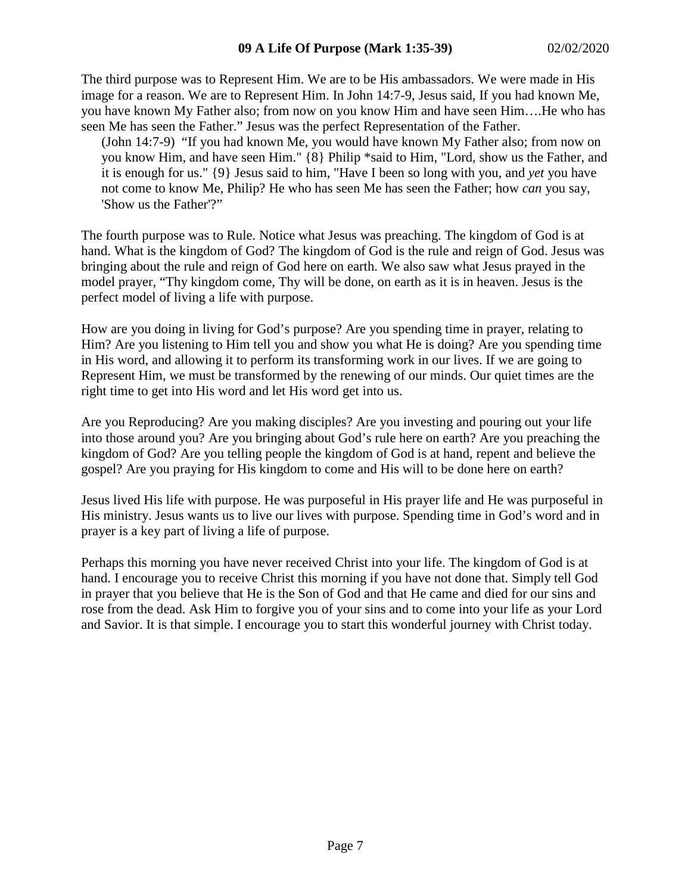The third purpose was to Represent Him. We are to be His ambassadors. We were made in His image for a reason. We are to Represent Him. In John 14:7-9, Jesus said, If you had known Me, you have known My Father also; from now on you know Him and have seen Him….He who has seen Me has seen the Father." Jesus was the perfect Representation of the Father.

> (John 14:7-9) "If you had known Me, you would have known My Father also; from now on you know Him, and have seen Him." {8} Philip *said to Him, "Lord, show us the Father, and it is enough for us." {9} Jesus said to him, "Have I been so long with you, and *yet* you have not come to know Me, Philip? He who has seen Me has seen the Father; how *can* you say, 'Show us the Father'?"

The fourth purpose was to Rule. Notice what Jesus was preaching. The kingdom of God is at hand. What is the kingdom of God? The kingdom of God is the rule and reign of God. Jesus was bringing about the rule and reign of God here on earth. We also saw what Jesus prayed in the model prayer, "Thy kingdom come, Thy will be done, on earth as it is in heaven. Jesus is the perfect model of living a life with purpose.

How are you doing in living for God's purpose? Are you spending time in prayer, relating to Him? Are you listening to Him tell you and show you what He is doing? Are you spending time in His word, and allowing it to perform its transforming work in our lives. If we are going to Represent Him, we must be transformed by the renewing of our minds. Our quiet times are the right time to get into His word and let His word get into us.

Are you Reproducing? Are you making disciples? Are you investing and pouring out your life into those around you? Are you bringing about God's rule here on earth? Are you preaching the kingdom of God? Are you telling people the kingdom of God is at hand, repent and believe the gospel? Are you praying for His kingdom to come and His will to be done here on earth?

Jesus lived His life with purpose. He was purposeful in His prayer life and He was purposeful in His ministry. Jesus wants us to live our lives with purpose. Spending time in God's word and in prayer is a key part of living a life of purpose.

Perhaps this morning you have never received Christ into your life. The kingdom of God is at hand. I encourage you to receive Christ this morning if you have not done that. Simply tell God in prayer that you believe that He is the Son of God and that He came and died for our sins and rose from the dead. Ask Him to forgive you of your sins and to come into your life as your Lord and Savior. It is that simple. I encourage you to start this wonderful journey with Christ today.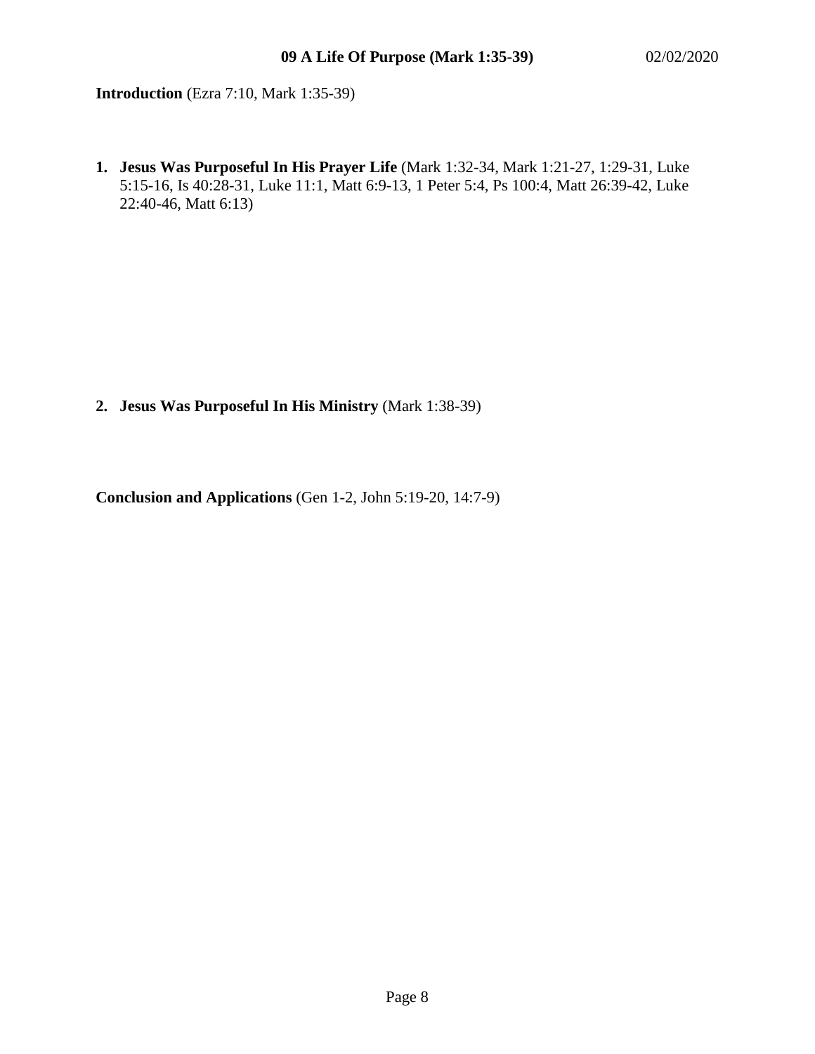**09 A Life Of Purpose (Mark 1:35-39)** 02/02/2020

**Introduction** (Ezra 7:10, Mark 1:35-39)

1. **Jesus Was Purposeful In His Prayer Life** (Mark 1:32-34, Mark 1:21-27, 1:29-31, Luke 5:15-16, Is 40:28-31, Luke 11:1, Matt 6:9-13, 1 Peter 5:4, Ps 100:4, Matt 26:39-42, Luke 22:40-46, Matt 6:13)

2. **Jesus Was Purposeful In His Ministry** (Mark 1:38-39)

**Conclusion and Applications** (Gen 1-2, John 5:19-20, 14:7-9)